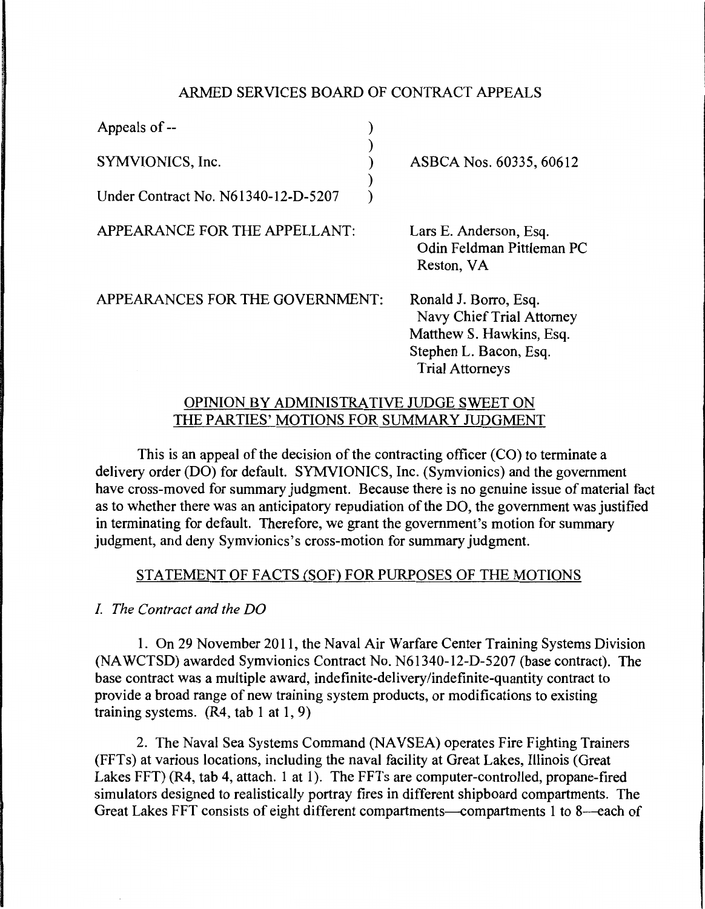# ARMED SERVICES BOARD OF CONTRACT APPEALS

| | | |
|---|---|---|
| Appeals of -- | ) | |
| | ) | |
| SYMVIONICS, Inc. | ) | ASBCA Nos. 60335, 60612 |
| | ) | |
| Under Contract No. N61340-12-D-5207 | ) | |

APPEARANCE FOR THE APPELLANT: Lars E. Anderson, Esq.
Odin Feldman Pittleman PC
Reston, VA

APPEARANCES FOR THE GOVERNMENT: Ronald J. Borro, Esq.
Navy Chief Trial Attorney
Matthew S. Hawkins, Esq.
Stephen L. Bacon, Esq.
Trial Attorneys

## OPINION BY ADMINISTRATIVE JUDGE SWEET ON THE PARTIES' MOTIONS FOR SUMMARY JUDGMENT

This is an appeal of the decision of the contracting officer (CO) to terminate a delivery order (DO) for default. SYMVIONICS, Inc. (Symvionics) and the government have cross-moved for summary judgment. Because there is no genuine issue of material fact as to whether there was an anticipatory repudiation of the DO, the government was justified in terminating for default. Therefore, we grant the government's motion for summary judgment, and deny Symvionics's cross-motion for summary judgment.

## STATEMENT OF FACTS (SOF) FOR PURPOSES OF THE MOTIONS

### *I. The Contract and the DO*

1. On 29 November 2011, the Naval Air Warfare Center Training Systems Division (NAWCTSD) awarded Symvionics Contract No. N61340-12-D-5207 (base contract). The base contract was a multiple award, indefinite-delivery/indefinite-quantity contract to provide a broad range of new training system products, or modifications to existing training systems. (R4, tab 1 at 1, 9)

2. The Naval Sea Systems Command (NAVSEA) operates Fire Fighting Trainers (FFTs) at various locations, including the naval facility at Great Lakes, Illinois (Great Lakes FFT) (R4, tab 4, attach. 1 at 1). The FFTs are computer-controlled, propane-fired simulators designed to realistically portray fires in different shipboard compartments. The Great Lakes FFT consists of eight different compartments—compartments 1 to 8—each of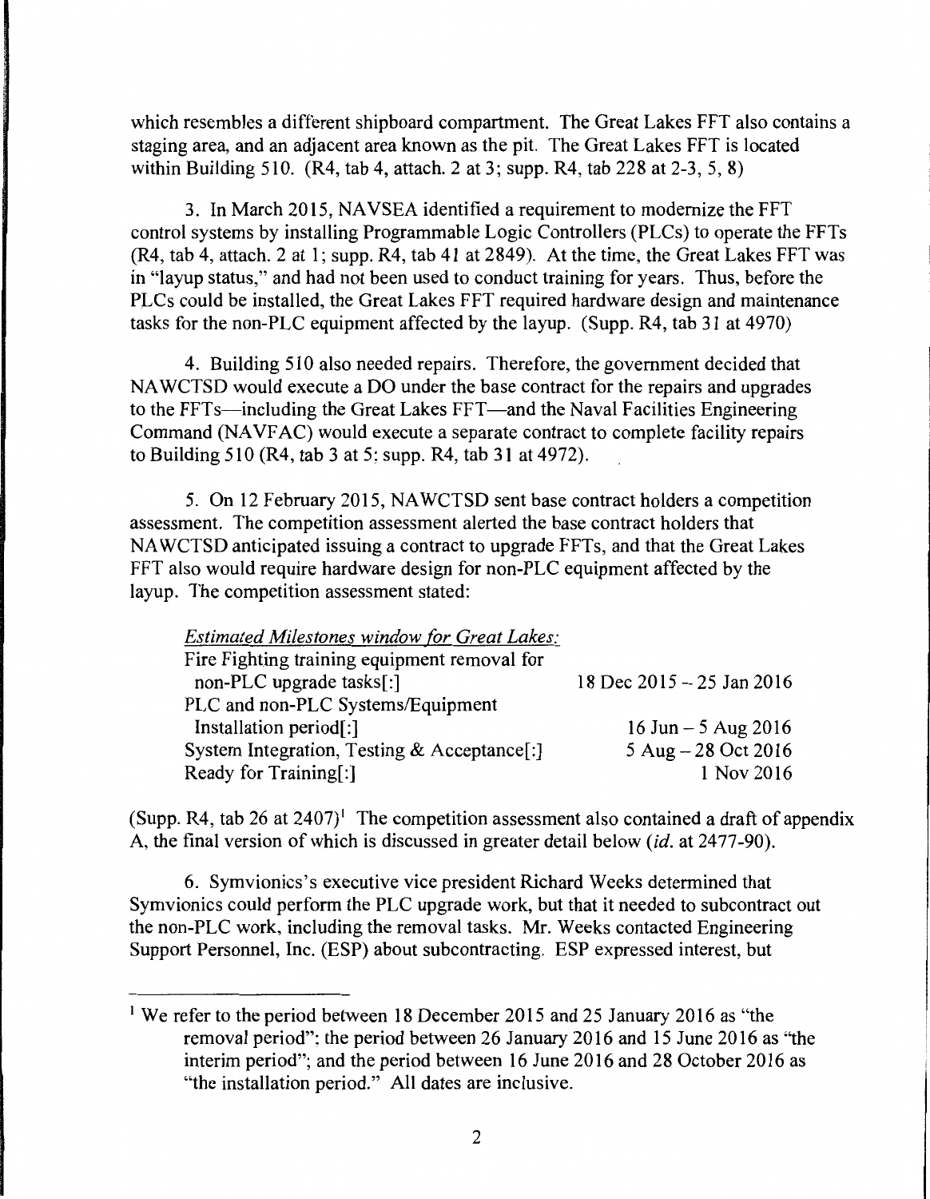which resembles a different shipboard compartment. The Great Lakes FFT also contains a staging area, and an adjacent area known as the pit. The Great Lakes FFT is located within Building 510. (R4, tab 4, attach. 2 at 3; supp. R4, tab 228 at 2-3, 5, 8)

3. In March 2015, NAVSEA identified a requirement to modernize the FFT control systems by installing Programmable Logic Controllers (PLCs) to operate the FFTs (R4, tab 4, attach. 2 at 1; supp. R4, tab 41 at 2849). At the time, the Great Lakes FFT was in "layup status," and had not been used to conduct training for years. Thus, before the PLCs could be installed, the Great Lakes FFT required hardware design and maintenance tasks for the non-PLC equipment affected by the layup. (Supp. R4, tab 31 at 4970)

4. Building 510 also needed repairs. Therefore, the government decided that NAWCTSD would execute a DO under the base contract for the repairs and upgrades to the FFTs—including the Great Lakes FFT—and the Naval Facilities Engineering Command (NAVFAC) would execute a separate contract to complete facility repairs to Building 510 (R4, tab 3 at 5; supp. R4, tab 31 at 4972).

5. On 12 February 2015, NAWCTSD sent base contract holders a competition assessment. The competition assessment alerted the base contract holders that NAWCTSD anticipated issuing a contract to upgrade FFTs, and that the Great Lakes FFT also would require hardware design for non-PLC equipment affected by the layup. The competition assessment stated:

> *Estimated Milestones window for Great Lakes:*
>
> | | |
> |---|---|
> | Fire Fighting training equipment removal for non-PLC upgrade tasks[:] | 18 Dec 2015 – 25 Jan 2016 |
> | PLC and non-PLC Systems/Equipment Installation period[:] | 16 Jun – 5 Aug 2016 |
> | System Integration, Testing & Acceptance[:] | 5 Aug – 28 Oct 2016 |
> | Ready for Training[:] | 1 Nov 2016 |

(Supp. R4, tab 26 at 2407)[1] The competition assessment also contained a draft of appendix A, the final version of which is discussed in greater detail below (*id.* at 2477-90).

6. Symvionics's executive vice president Richard Weeks determined that Symvionics could perform the PLC upgrade work, but that it needed to subcontract out the non-PLC work, including the removal tasks. Mr. Weeks contacted Engineering Support Personnel, Inc. (ESP) about subcontracting. ESP expressed interest, but

---

[1] We refer to the period between 18 December 2015 and 25 January 2016 as "the removal period"; the period between 26 January 2016 and 15 June 2016 as "the interim period"; and the period between 16 June 2016 and 28 October 2016 as "the installation period." All dates are inclusive.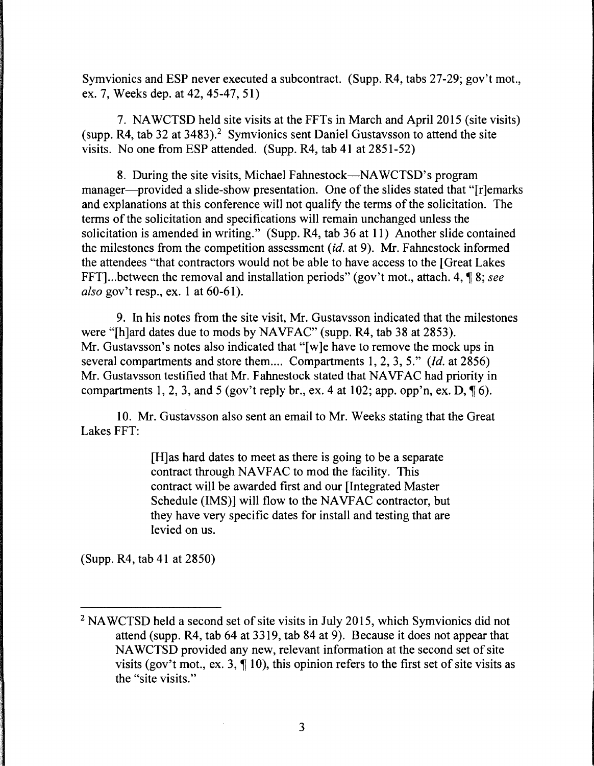Symvionics and ESP never executed a subcontract. (Supp. R4, tabs 27-29; gov't mot., ex. 7, Weeks dep. at 42, 45-47, 51)

7. NAWCTSD held site visits at the FFTs in March and April 2015 (site visits) (supp. R4, tab 32 at 3483).[2] Symvionics sent Daniel Gustavsson to attend the site visits. No one from ESP attended. (Supp. R4, tab 41 at 2851-52)

8. During the site visits, Michael Fahnestock—NAWCTSD's program manager—provided a slide-show presentation. One of the slides stated that "[r]emarks and explanations at this conference will not qualify the terms of the solicitation. The terms of the solicitation and specifications will remain unchanged unless the solicitation is amended in writing." (Supp. R4, tab 36 at 11) Another slide contained the milestones from the competition assessment (*id.* at 9). Mr. Fahnestock informed the attendees "that contractors would not be able to have access to the [Great Lakes FFT]...between the removal and installation periods" (gov't mot., attach. 4, ¶ 8; *see also* gov't resp., ex. 1 at 60-61).

9. In his notes from the site visit, Mr. Gustavsson indicated that the milestones were "[h]ard dates due to mods by NAVFAC" (supp. R4, tab 38 at 2853). Mr. Gustavsson's notes also indicated that "[w]e have to remove the mock ups in several compartments and store them.... Compartments 1, 2, 3, 5." (*Id.* at 2856) Mr. Gustavsson testified that Mr. Fahnestock stated that NAVFAC had priority in compartments 1, 2, 3, and 5 (gov't reply br., ex. 4 at 102; app. opp'n, ex. D, ¶ 6).

10. Mr. Gustavsson also sent an email to Mr. Weeks stating that the Great Lakes FFT:

> [H]as hard dates to meet as there is going to be a separate contract through NAVFAC to mod the facility. This contract will be awarded first and our [Integrated Master Schedule (IMS)] will flow to the NAVFAC contractor, but they have very specific dates for install and testing that are levied on us.

(Supp. R4, tab 41 at 2850)

---

[2] NAWCTSD held a second set of site visits in July 2015, which Symvionics did not attend (supp. R4, tab 64 at 3319, tab 84 at 9). Because it does not appear that NAWCTSD provided any new, relevant information at the second set of site visits (gov't mot., ex. 3, ¶ 10), this opinion refers to the first set of site visits as the "site visits."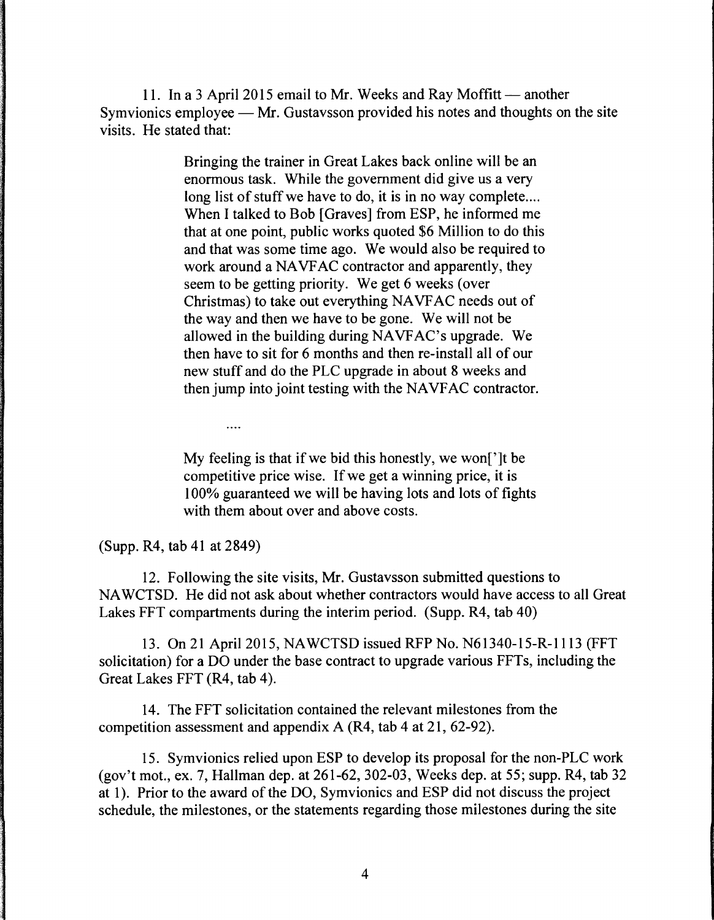11. In a 3 April 2015 email to Mr. Weeks and Ray Moffitt — another Symvionics employee — Mr. Gustavsson provided his notes and thoughts on the site visits. He stated that:

> Bringing the trainer in Great Lakes back online will be an enormous task. While the government did give us a very long list of stuff we have to do, it is in no way complete.... When I talked to Bob [Graves] from ESP, he informed me that at one point, public works quoted $6 Million to do this and that was some time ago. We would also be required to work around a NAVFAC contractor and apparently, they seem to be getting priority. We get 6 weeks (over Christmas) to take out everything NAVFAC needs out of the way and then we have to be gone. We will not be allowed in the building during NAVFAC's upgrade. We then have to sit for 6 months and then re-install all of our new stuff and do the PLC upgrade in about 8 weeks and then jump into joint testing with the NAVFAC contractor.
>
> ....
>
> My feeling is that if we bid this honestly, we won[']t be competitive price wise. If we get a winning price, it is 100% guaranteed we will be having lots and lots of fights with them about over and above costs.

(Supp. R4, tab 41 at 2849)

12. Following the site visits, Mr. Gustavsson submitted questions to NAWCTSD. He did not ask about whether contractors would have access to all Great Lakes FFT compartments during the interim period. (Supp. R4, tab 40)

13. On 21 April 2015, NAWCTSD issued RFP No. N61340-15-R-1113 (FFT solicitation) for a DO under the base contract to upgrade various FFTs, including the Great Lakes FFT (R4, tab 4).

14. The FFT solicitation contained the relevant milestones from the competition assessment and appendix A (R4, tab 4 at 21, 62-92).

15. Symvionics relied upon ESP to develop its proposal for the non-PLC work (gov't mot., ex. 7, Hallman dep. at 261-62, 302-03, Weeks dep. at 55; supp. R4, tab 32 at 1). Prior to the award of the DO, Symvionics and ESP did not discuss the project schedule, the milestones, or the statements regarding those milestones during the site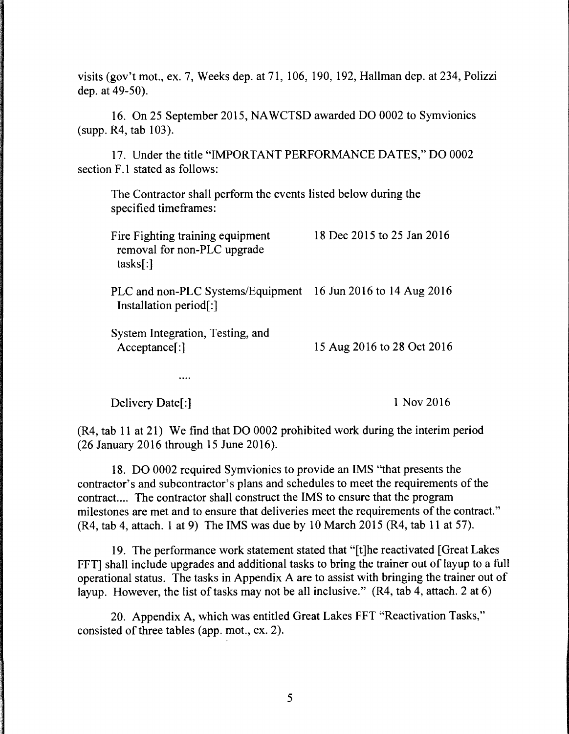visits (gov't mot., ex. 7, Weeks dep. at 71, 106, 190, 192, Hallman dep. at 234, Polizzi dep. at 49-50).

16. On 25 September 2015, NAWCTSD awarded DO 0002 to Symvionics (supp. R4, tab 103).

17. Under the title "IMPORTANT PERFORMANCE DATES," DO 0002 section F.1 stated as follows:

> The Contractor shall perform the events listed below during the specified timeframes:
>
> | | |
> |---|---|
> | Fire Fighting training equipment removal for non-PLC upgrade tasks[:] | 18 Dec 2015 to 25 Jan 2016 |
> | PLC and non-PLC Systems/Equipment Installation period[:] | 16 Jun 2016 to 14 Aug 2016 |
> | System Integration, Testing, and Acceptance[:] | 15 Aug 2016 to 28 Oct 2016 |
> | .... | |
> | Delivery Date[:] | 1 Nov 2016 |

(R4, tab 11 at 21) We find that DO 0002 prohibited work during the interim period (26 January 2016 through 15 June 2016).

18. DO 0002 required Symvionics to provide an IMS "that presents the contractor's and subcontractor's plans and schedules to meet the requirements of the contract.... The contractor shall construct the IMS to ensure that the program milestones are met and to ensure that deliveries meet the requirements of the contract." (R4, tab 4, attach. 1 at 9) The IMS was due by 10 March 2015 (R4, tab 11 at 57).

19. The performance work statement stated that "[t]he reactivated [Great Lakes FFT] shall include upgrades and additional tasks to bring the trainer out of layup to a full operational status. The tasks in Appendix A are to assist with bringing the trainer out of layup. However, the list of tasks may not be all inclusive." (R4, tab 4, attach. 2 at 6)

20. Appendix A, which was entitled Great Lakes FFT "Reactivation Tasks," consisted of three tables (app. mot., ex. 2).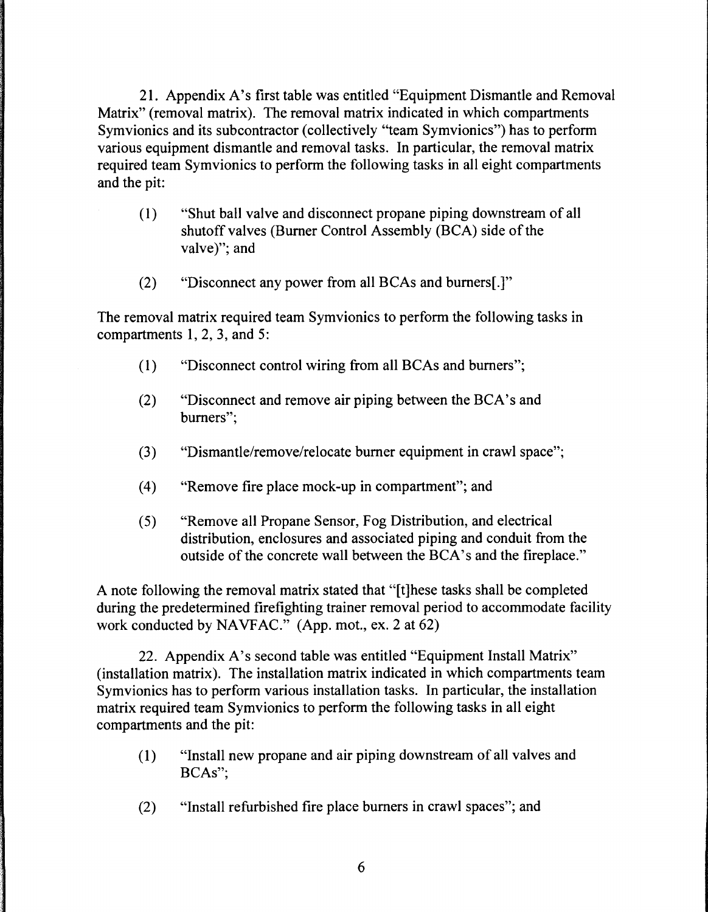21. Appendix A's first table was entitled "Equipment Dismantle and Removal Matrix" (removal matrix). The removal matrix indicated in which compartments Symvionics and its subcontractor (collectively "team Symvionics") has to perform various equipment dismantle and removal tasks. In particular, the removal matrix required team Symvionics to perform the following tasks in all eight compartments and the pit:

> (1) "Shut ball valve and disconnect propane piping downstream of all shutoff valves (Burner Control Assembly (BCA) side of the valve)"; and
>
> (2) "Disconnect any power from all BCAs and burners[.]"

The removal matrix required team Symvionics to perform the following tasks in compartments 1, 2, 3, and 5:

> (1) "Disconnect control wiring from all BCAs and burners";
>
> (2) "Disconnect and remove air piping between the BCA's and burners";
>
> (3) "Dismantle/remove/relocate burner equipment in crawl space";
>
> (4) "Remove fire place mock-up in compartment"; and
>
> (5) "Remove all Propane Sensor, Fog Distribution, and electrical distribution, enclosures and associated piping and conduit from the outside of the concrete wall between the BCA's and the fireplace."

A note following the removal matrix stated that "[t]hese tasks shall be completed during the predetermined firefighting trainer removal period to accommodate facility work conducted by NAVFAC." (App. mot., ex. 2 at 62)

22. Appendix A's second table was entitled "Equipment Install Matrix" (installation matrix). The installation matrix indicated in which compartments team Symvionics has to perform various installation tasks. In particular, the installation matrix required team Symvionics to perform the following tasks in all eight compartments and the pit:

> (1) "Install new propane and air piping downstream of all valves and BCAs";
>
> (2) "Install refurbished fire place burners in crawl spaces"; and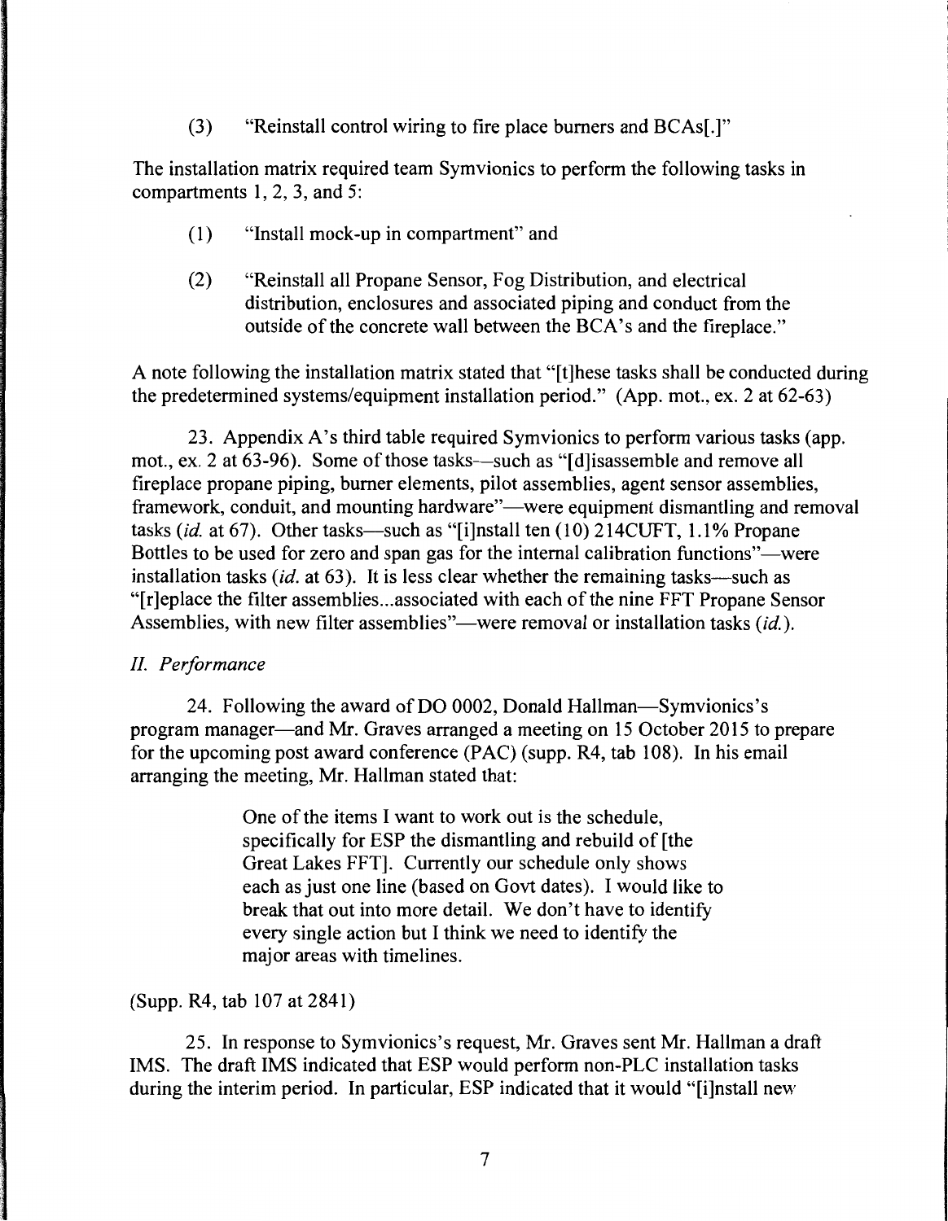(3) "Reinstall control wiring to fire place burners and BCAs[.]"

The installation matrix required team Symvionics to perform the following tasks in compartments 1, 2, 3, and 5:

(1) "Install mock-up in compartment" and

(2) "Reinstall all Propane Sensor, Fog Distribution, and electrical distribution, enclosures and associated piping and conduct from the outside of the concrete wall between the BCA's and the fireplace."

A note following the installation matrix stated that "[t]hese tasks shall be conducted during the predetermined systems/equipment installation period." (App. mot., ex. 2 at 62-63)

23. Appendix A's third table required Symvionics to perform various tasks (app. mot., ex. 2 at 63-96). Some of those tasks—such as "[d]isassemble and remove all fireplace propane piping, burner elements, pilot assemblies, agent sensor assemblies, framework, conduit, and mounting hardware"—were equipment dismantling and removal tasks (*id.* at 67). Other tasks—such as "[i]nstall ten (10) 214CUFT, 1.1% Propane Bottles to be used for zero and span gas for the internal calibration functions"—were installation tasks (*id.* at 63). It is less clear whether the remaining tasks—such as "[r]eplace the filter assemblies...associated with each of the nine FFT Propane Sensor Assemblies, with new filter assemblies"—were removal or installation tasks (*id.*).

## *II. Performance*

24. Following the award of DO 0002, Donald Hallman—Symvionics's program manager—and Mr. Graves arranged a meeting on 15 October 2015 to prepare for the upcoming post award conference (PAC) (supp. R4, tab 108). In his email arranging the meeting, Mr. Hallman stated that:

> One of the items I want to work out is the schedule, specifically for ESP the dismantling and rebuild of [the Great Lakes FFT]. Currently our schedule only shows each as just one line (based on Govt dates). I would like to break that out into more detail. We don't have to identify every single action but I think we need to identify the major areas with timelines.

(Supp. R4, tab 107 at 2841)

25. In response to Symvionics's request, Mr. Graves sent Mr. Hallman a draft IMS. The draft IMS indicated that ESP would perform non-PLC installation tasks during the interim period. In particular, ESP indicated that it would "[i]nstall new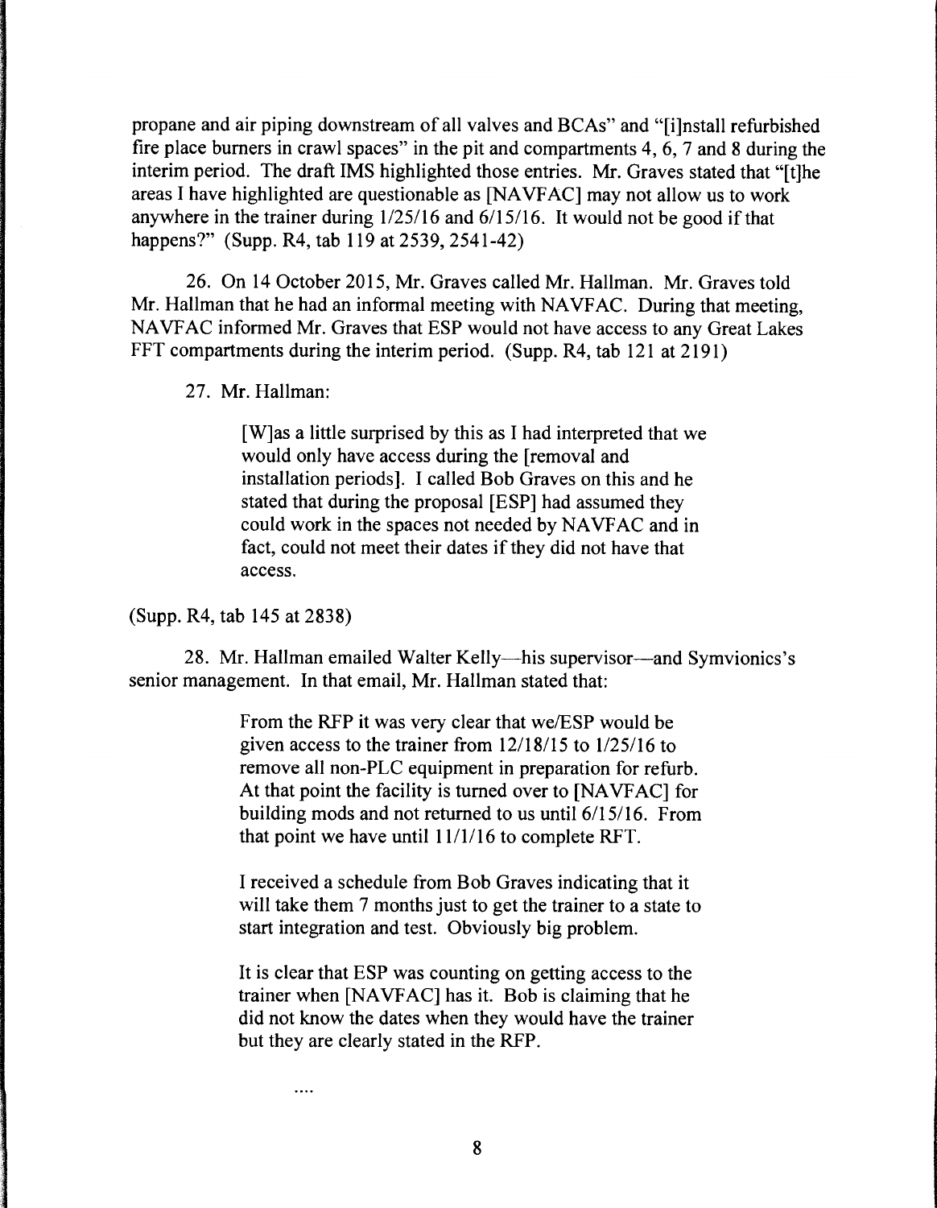propane and air piping downstream of all valves and BCAs" and "[i]nstall refurbished fire place burners in crawl spaces" in the pit and compartments 4, 6, 7 and 8 during the interim period. The draft IMS highlighted those entries. Mr. Graves stated that "[t]he areas I have highlighted are questionable as [NAVFAC] may not allow us to work anywhere in the trainer during 1/25/16 and 6/15/16. It would not be good if that happens?" (Supp. R4, tab 119 at 2539, 2541-42)

26. On 14 October 2015, Mr. Graves called Mr. Hallman. Mr. Graves told Mr. Hallman that he had an informal meeting with NAVFAC. During that meeting, NAVFAC informed Mr. Graves that ESP would not have access to any Great Lakes FFT compartments during the interim period. (Supp. R4, tab 121 at 2191)

27. Mr. Hallman:

> [W]as a little surprised by this as I had interpreted that we would only have access during the [removal and installation periods]. I called Bob Graves on this and he stated that during the proposal [ESP] had assumed they could work in the spaces not needed by NAVFAC and in fact, could not meet their dates if they did not have that access.

(Supp. R4, tab 145 at 2838)

28. Mr. Hallman emailed Walter Kelly—his supervisor—and Symvionics's senior management. In that email, Mr. Hallman stated that:

> From the RFP it was very clear that we/ESP would be given access to the trainer from 12/18/15 to 1/25/16 to remove all non-PLC equipment in preparation for refurb. At that point the facility is turned over to [NAVFAC] for building mods and not returned to us until 6/15/16. From that point we have until 11/1/16 to complete RFT.
>
> I received a schedule from Bob Graves indicating that it will take them 7 months just to get the trainer to a state to start integration and test. Obviously big problem.
>
> It is clear that ESP was counting on getting access to the trainer when [NAVFAC] has it. Bob is claiming that he did not know the dates when they would have the trainer but they are clearly stated in the RFP.
>
> ....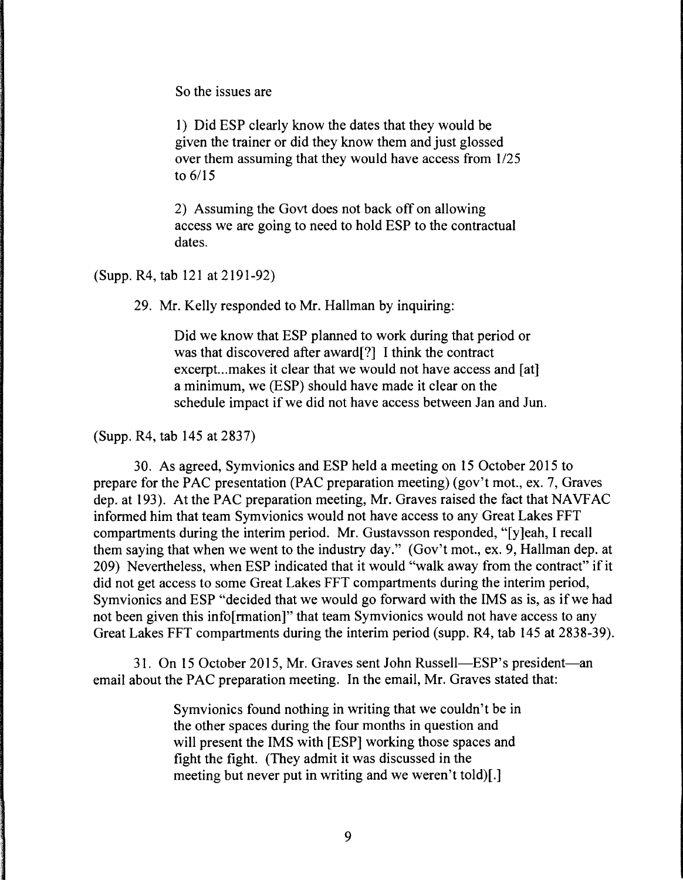> So the issues are
>
> 1) Did ESP clearly know the dates that they would be given the trainer or did they know them and just glossed over them assuming that they would have access from 1/25 to 6/15
>
> 2) Assuming the Govt does not back off on allowing access we are going to need to hold ESP to the contractual dates.

(Supp. R4, tab 121 at 2191-92)

29. Mr. Kelly responded to Mr. Hallman by inquiring:

> Did we know that ESP planned to work during that period or was that discovered after award[?] I think the contract excerpt...makes it clear that we would not have access and [at] a minimum, we (ESP) should have made it clear on the schedule impact if we did not have access between Jan and Jun.

(Supp. R4, tab 145 at 2837)

30. As agreed, Symvionics and ESP held a meeting on 15 October 2015 to prepare for the PAC presentation (PAC preparation meeting) (gov't mot., ex. 7, Graves dep. at 193). At the PAC preparation meeting, Mr. Graves raised the fact that NAVFAC informed him that team Symvionics would not have access to any Great Lakes FFT compartments during the interim period. Mr. Gustavsson responded, "[y]eah, I recall them saying that when we went to the industry day." (Gov't mot., ex. 9, Hallman dep. at 209) Nevertheless, when ESP indicated that it would "walk away from the contract" if it did not get access to some Great Lakes FFT compartments during the interim period, Symvionics and ESP "decided that we would go forward with the IMS as is, as if we had not been given this info[rmation]" that team Symvionics would not have access to any Great Lakes FFT compartments during the interim period (supp. R4, tab 145 at 2838-39).

31. On 15 October 2015, Mr. Graves sent John Russell—ESP's president—an email about the PAC preparation meeting. In the email, Mr. Graves stated that:

> Symvionics found nothing in writing that we couldn't be in the other spaces during the four months in question and will present the IMS with [ESP] working those spaces and fight the fight. (They admit it was discussed in the meeting but never put in writing and we weren't told)[.]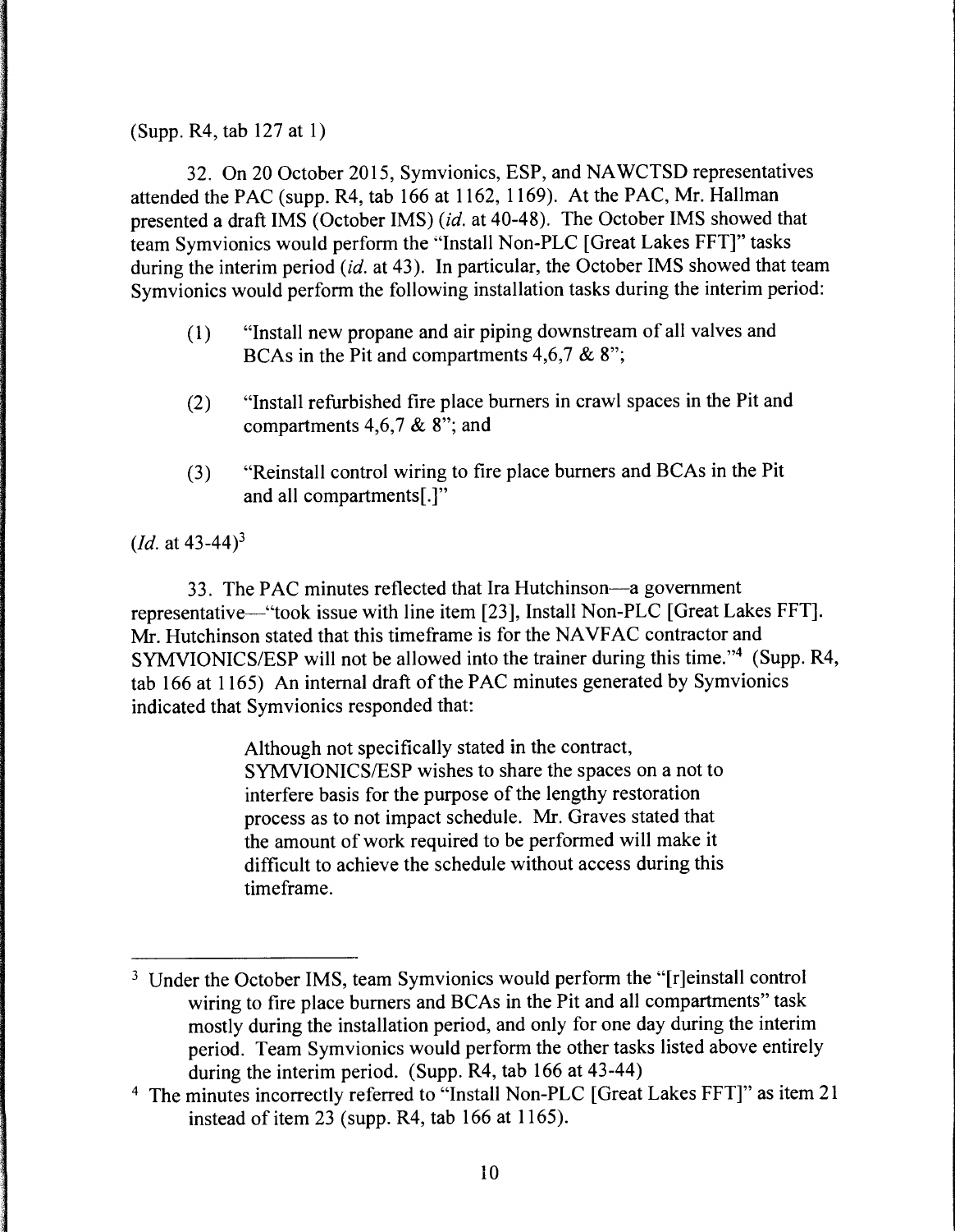(Supp. R4, tab 127 at 1)

32. On 20 October 2015, Symvionics, ESP, and NAWCTSD representatives attended the PAC (supp. R4, tab 166 at 1162, 1169). At the PAC, Mr. Hallman presented a draft IMS (October IMS) (*id.* at 40-48). The October IMS showed that team Symvionics would perform the "Install Non-PLC [Great Lakes FFT]" tasks during the interim period (*id.* at 43). In particular, the October IMS showed that team Symvionics would perform the following installation tasks during the interim period:

(1) "Install new propane and air piping downstream of all valves and BCAs in the Pit and compartments 4,6,7 & 8";

(2) "Install refurbished fire place burners in crawl spaces in the Pit and compartments 4,6,7 & 8"; and

(3) "Reinstall control wiring to fire place burners and BCAs in the Pit and all compartments[.]"

(*Id.* at 43-44)[3]

33. The PAC minutes reflected that Ira Hutchinson—a government representative—"took issue with line item [23], Install Non-PLC [Great Lakes FFT]. Mr. Hutchinson stated that this timeframe is for the NAVFAC contractor and SYMVIONICS/ESP will not be allowed into the trainer during this time."[4] (Supp. R4, tab 166 at 1165) An internal draft of the PAC minutes generated by Symvionics indicated that Symvionics responded that:

> Although not specifically stated in the contract, SYMVIONICS/ESP wishes to share the spaces on a not to interfere basis for the purpose of the lengthy restoration process as to not impact schedule. Mr. Graves stated that the amount of work required to be performed will make it difficult to achieve the schedule without access during this timeframe.

---

[3] Under the October IMS, team Symvionics would perform the "[r]einstall control wiring to fire place burners and BCAs in the Pit and all compartments" task mostly during the installation period, and only for one day during the interim period. Team Symvionics would perform the other tasks listed above entirely during the interim period. (Supp. R4, tab 166 at 43-44)

[4] The minutes incorrectly referred to "Install Non-PLC [Great Lakes FFT]" as item 21 instead of item 23 (supp. R4, tab 166 at 1165).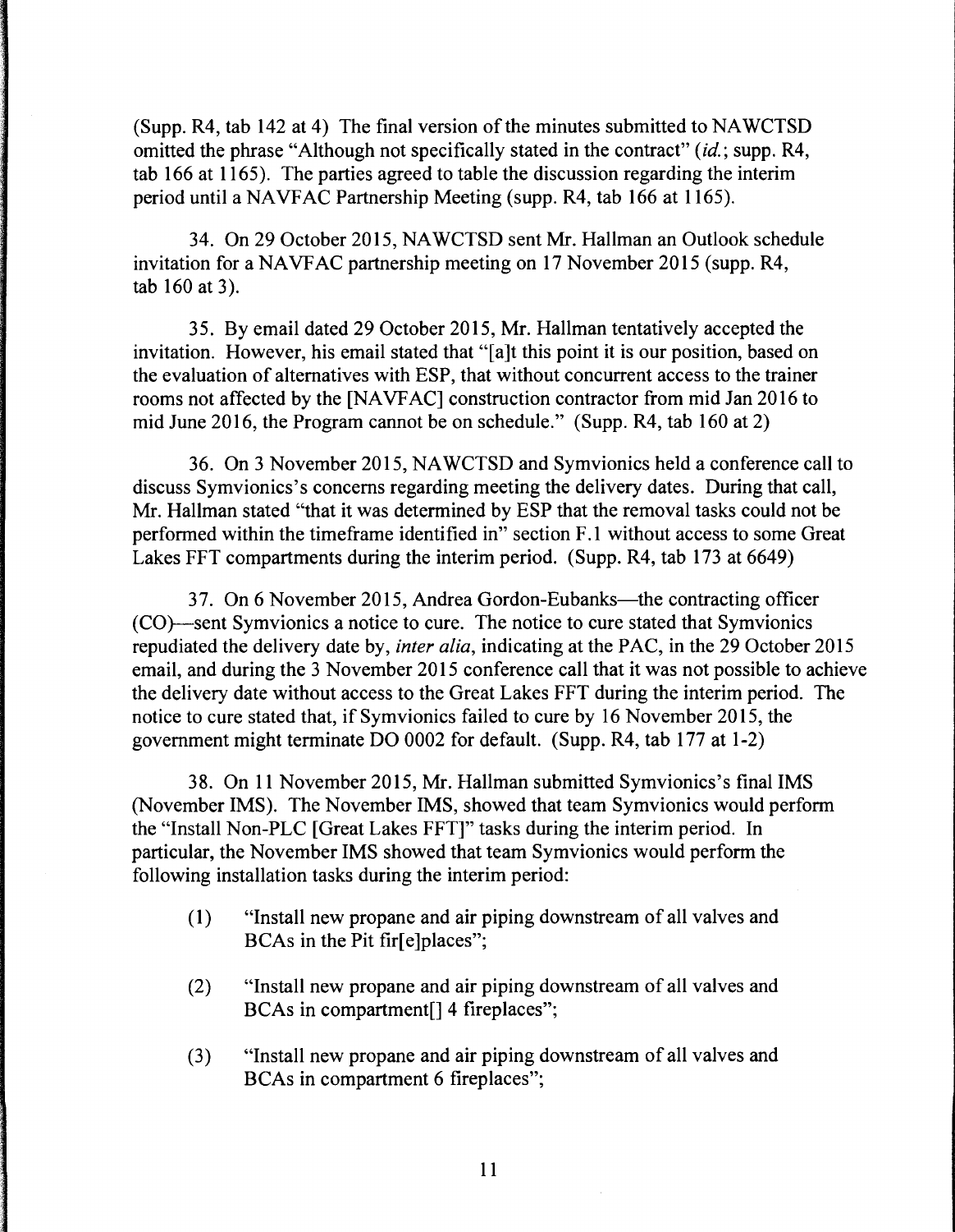(Supp. R4, tab 142 at 4) The final version of the minutes submitted to NAWCTSD omitted the phrase "Although not specifically stated in the contract" (*id.*; supp. R4, tab 166 at 1165). The parties agreed to table the discussion regarding the interim period until a NAVFAC Partnership Meeting (supp. R4, tab 166 at 1165).

34. On 29 October 2015, NAWCTSD sent Mr. Hallman an Outlook schedule invitation for a NAVFAC partnership meeting on 17 November 2015 (supp. R4, tab 160 at 3).

35. By email dated 29 October 2015, Mr. Hallman tentatively accepted the invitation. However, his email stated that "[a]t this point it is our position, based on the evaluation of alternatives with ESP, that without concurrent access to the trainer rooms not affected by the [NAVFAC] construction contractor from mid Jan 2016 to mid June 2016, the Program cannot be on schedule." (Supp. R4, tab 160 at 2)

36. On 3 November 2015, NAWCTSD and Symvionics held a conference call to discuss Symvionics's concerns regarding meeting the delivery dates. During that call, Mr. Hallman stated "that it was determined by ESP that the removal tasks could not be performed within the timeframe identified in" section F.1 without access to some Great Lakes FFT compartments during the interim period. (Supp. R4, tab 173 at 6649)

37. On 6 November 2015, Andrea Gordon-Eubanks—the contracting officer (CO)—sent Symvionics a notice to cure. The notice to cure stated that Symvionics repudiated the delivery date by, *inter alia*, indicating at the PAC, in the 29 October 2015 email, and during the 3 November 2015 conference call that it was not possible to achieve the delivery date without access to the Great Lakes FFT during the interim period. The notice to cure stated that, if Symvionics failed to cure by 16 November 2015, the government might terminate DO 0002 for default. (Supp. R4, tab 177 at 1-2)

38. On 11 November 2015, Mr. Hallman submitted Symvionics's final IMS (November IMS). The November IMS, showed that team Symvionics would perform the "Install Non-PLC [Great Lakes FFT]" tasks during the interim period. In particular, the November IMS showed that team Symvionics would perform the following installation tasks during the interim period:

(1) "Install new propane and air piping downstream of all valves and BCAs in the Pit fir[e]places";

(2) "Install new propane and air piping downstream of all valves and BCAs in compartment[] 4 fireplaces";

(3) "Install new propane and air piping downstream of all valves and BCAs in compartment 6 fireplaces";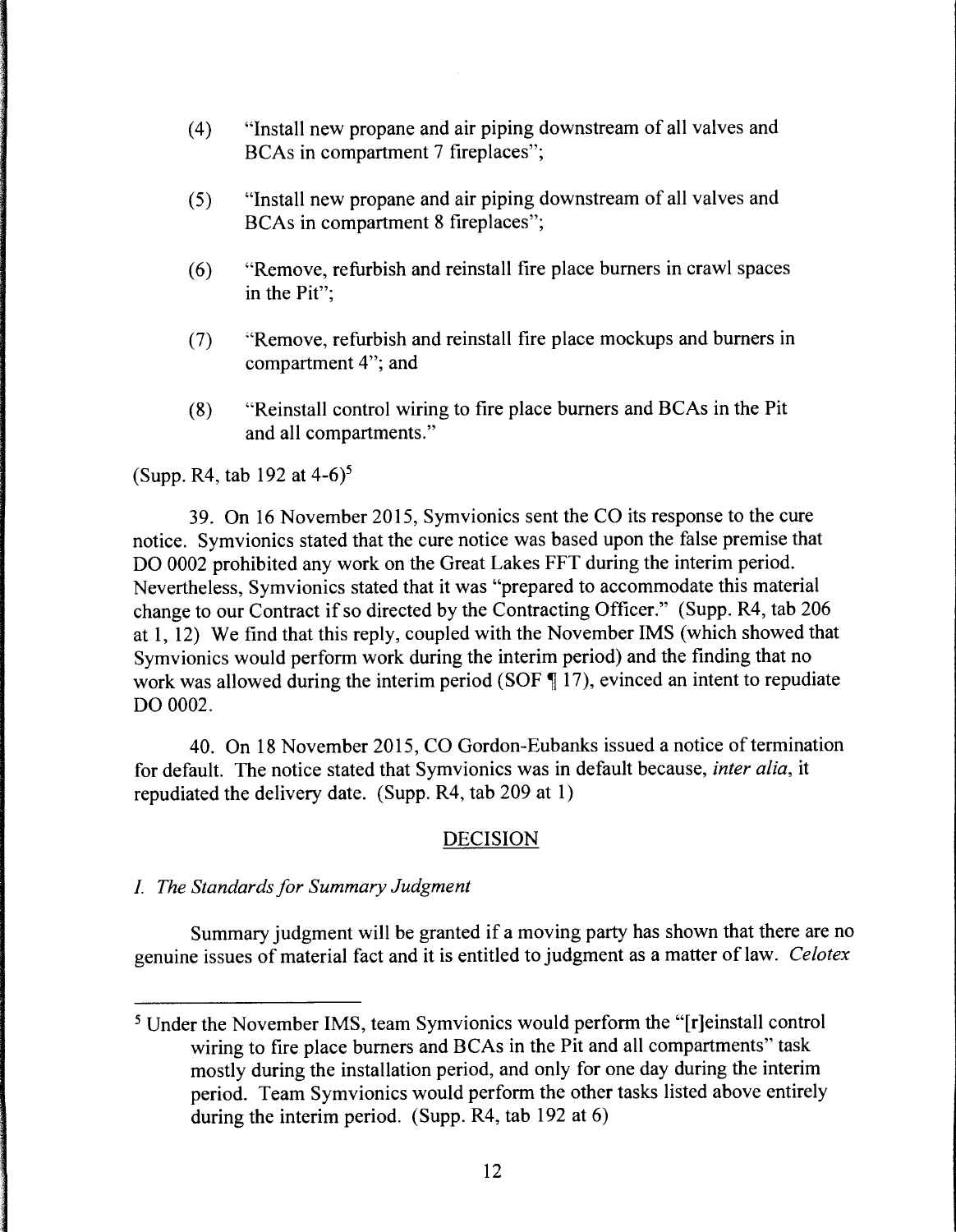(4) "Install new propane and air piping downstream of all valves and BCAs in compartment 7 fireplaces";

(5) "Install new propane and air piping downstream of all valves and BCAs in compartment 8 fireplaces";

(6) "Remove, refurbish and reinstall fire place burners in crawl spaces in the Pit";

(7) "Remove, refurbish and reinstall fire place mockups and burners in compartment 4"; and

(8) "Reinstall control wiring to fire place burners and BCAs in the Pit and all compartments."

(Supp. R4, tab 192 at 4-6)[5]

39. On 16 November 2015, Symvionics sent the CO its response to the cure notice. Symvionics stated that the cure notice was based upon the false premise that DO 0002 prohibited any work on the Great Lakes FFT during the interim period. Nevertheless, Symvionics stated that it was "prepared to accommodate this material change to our Contract if so directed by the Contracting Officer." (Supp. R4, tab 206 at 1, 12) We find that this reply, coupled with the November IMS (which showed that Symvionics would perform work during the interim period) and the finding that no work was allowed during the interim period (SOF ¶ 17), evinced an intent to repudiate DO 0002.

40. On 18 November 2015, CO Gordon-Eubanks issued a notice of termination for default. The notice stated that Symvionics was in default because, *inter alia*, it repudiated the delivery date. (Supp. R4, tab 209 at 1)

## DECISION

### *I. The Standards for Summary Judgment*

Summary judgment will be granted if a moving party has shown that there are no genuine issues of material fact and it is entitled to judgment as a matter of law. *Celotex*

---

[5] Under the November IMS, team Symvionics would perform the "[r]einstall control wiring to fire place burners and BCAs in the Pit and all compartments" task mostly during the installation period, and only for one day during the interim period. Team Symvionics would perform the other tasks listed above entirely during the interim period. (Supp. R4, tab 192 at 6)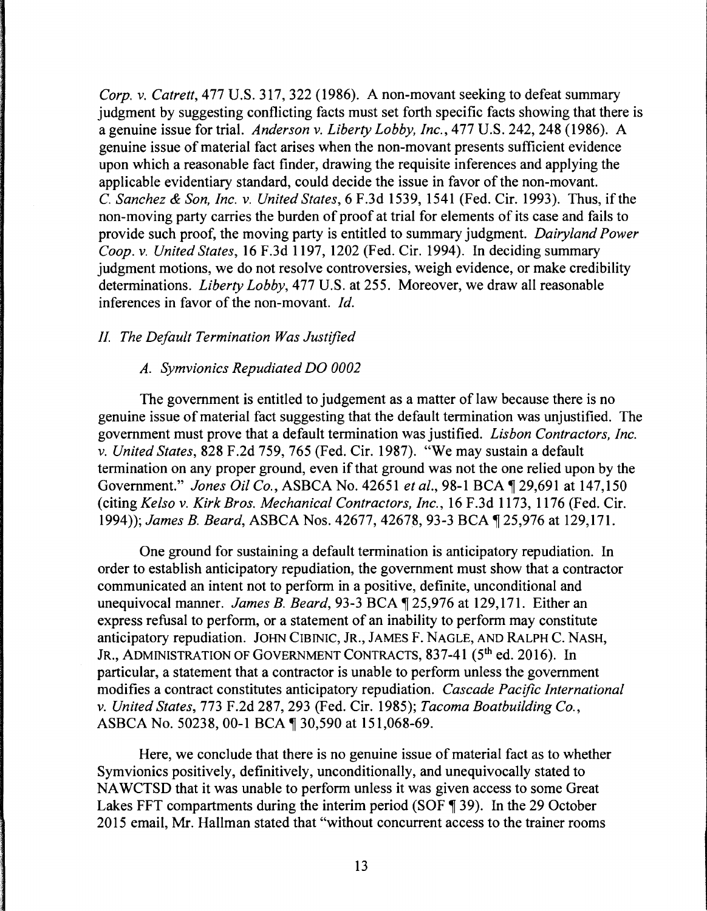*Corp. v. Catrett*, 477 U.S. 317, 322 (1986). A non-movant seeking to defeat summary judgment by suggesting conflicting facts must set forth specific facts showing that there is a genuine issue for trial. *Anderson v. Liberty Lobby, Inc.*, 477 U.S. 242, 248 (1986). A genuine issue of material fact arises when the non-movant presents sufficient evidence upon which a reasonable fact finder, drawing the requisite inferences and applying the applicable evidentiary standard, could decide the issue in favor of the non-movant. *C. Sanchez & Son, Inc. v. United States*, 6 F.3d 1539, 1541 (Fed. Cir. 1993). Thus, if the non-moving party carries the burden of proof at trial for elements of its case and fails to provide such proof, the moving party is entitled to summary judgment. *Dairyland Power Coop. v. United States*, 16 F.3d 1197, 1202 (Fed. Cir. 1994). In deciding summary judgment motions, we do not resolve controversies, weigh evidence, or make credibility determinations. *Liberty Lobby*, 477 U.S. at 255. Moreover, we draw all reasonable inferences in favor of the non-movant. *Id.*

*II. The Default Termination Was Justified*

*A. Symvionics Repudiated DO 0002*

The government is entitled to judgement as a matter of law because there is no genuine issue of material fact suggesting that the default termination was unjustified. The government must prove that a default termination was justified. *Lisbon Contractors, Inc. v. United States*, 828 F.2d 759, 765 (Fed. Cir. 1987). "We may sustain a default termination on any proper ground, even if that ground was not the one relied upon by the Government." *Jones Oil Co.*, ASBCA No. 42651 *et al.*, 98-1 BCA ¶ 29,691 at 147,150 (citing *Kelso v. Kirk Bros. Mechanical Contractors, Inc.*, 16 F.3d 1173, 1176 (Fed. Cir. 1994)); *James B. Beard*, ASBCA Nos. 42677, 42678, 93-3 BCA ¶ 25,976 at 129,171.

One ground for sustaining a default termination is anticipatory repudiation. In order to establish anticipatory repudiation, the government must show that a contractor communicated an intent not to perform in a positive, definite, unconditional and unequivocal manner. *James B. Beard*, 93-3 BCA ¶ 25,976 at 129,171. Either an express refusal to perform, or a statement of an inability to perform may constitute anticipatory repudiation. JOHN CIBINIC, JR., JAMES F. NAGLE, AND RALPH C. NASH, JR., ADMINISTRATION OF GOVERNMENT CONTRACTS, 837-41 (5th ed. 2016). In particular, a statement that a contractor is unable to perform unless the government modifies a contract constitutes anticipatory repudiation. *Cascade Pacific International v. United States*, 773 F.2d 287, 293 (Fed. Cir. 1985); *Tacoma Boatbuilding Co.*, ASBCA No. 50238, 00-1 BCA ¶ 30,590 at 151,068-69.

Here, we conclude that there is no genuine issue of material fact as to whether Symvionics positively, definitively, unconditionally, and unequivocally stated to NAWCTSD that it was unable to perform unless it was given access to some Great Lakes FFT compartments during the interim period (SOF ¶ 39). In the 29 October 2015 email, Mr. Hallman stated that "without concurrent access to the trainer rooms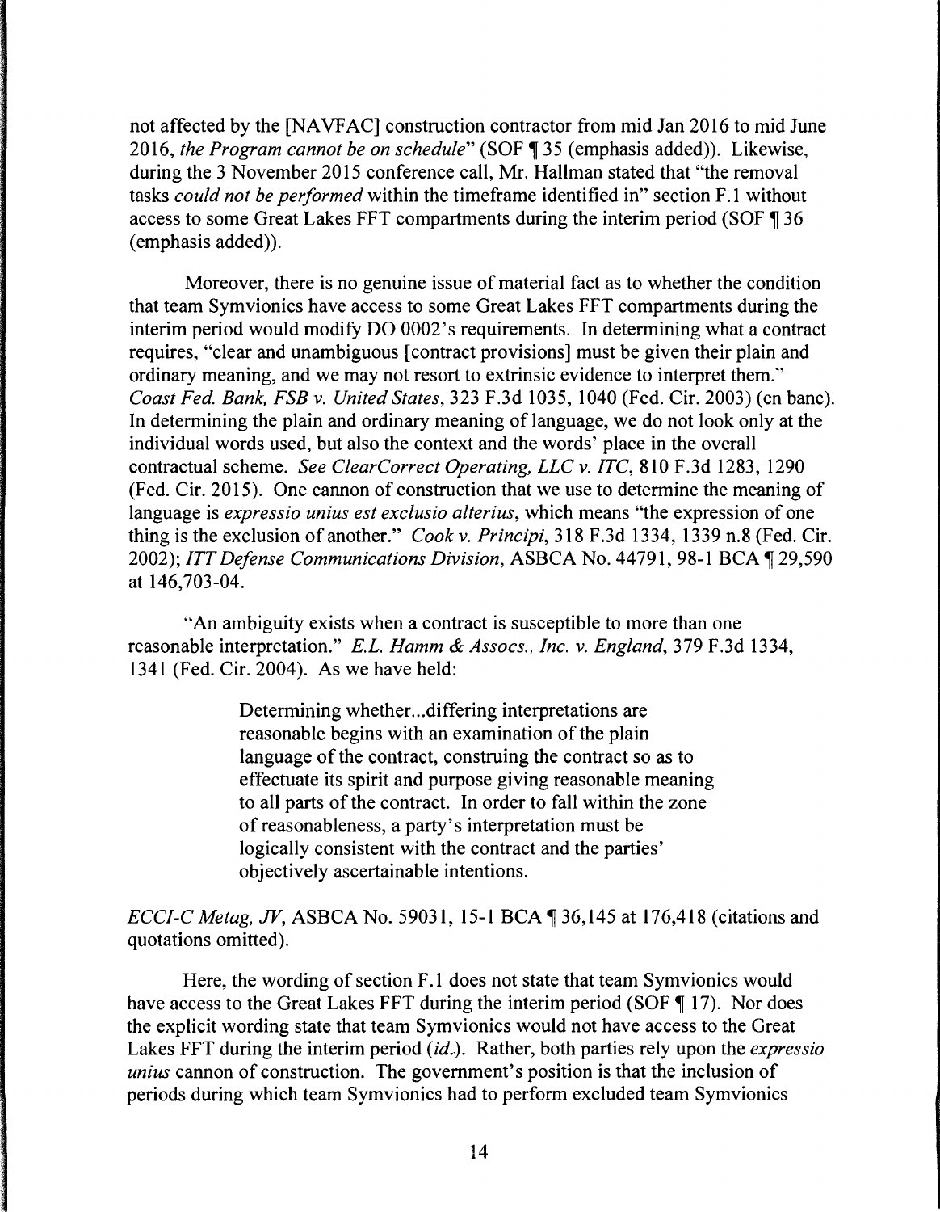not affected by the [NAVFAC] construction contractor from mid Jan 2016 to mid June 2016, *the Program cannot be on schedule*" (SOF ¶ 35 (emphasis added)). Likewise, during the 3 November 2015 conference call, Mr. Hallman stated that "the removal tasks *could not be performed* within the timeframe identified in" section F.1 without access to some Great Lakes FFT compartments during the interim period (SOF ¶ 36 (emphasis added)).

Moreover, there is no genuine issue of material fact as to whether the condition that team Symvionics have access to some Great Lakes FFT compartments during the interim period would modify DO 0002's requirements. In determining what a contract requires, "clear and unambiguous [contract provisions] must be given their plain and ordinary meaning, and we may not resort to extrinsic evidence to interpret them." *Coast Fed. Bank, FSB v. United States*, 323 F.3d 1035, 1040 (Fed. Cir. 2003) (en banc). In determining the plain and ordinary meaning of language, we do not look only at the individual words used, but also the context and the words' place in the overall contractual scheme. *See ClearCorrect Operating, LLC v. ITC*, 810 F.3d 1283, 1290 (Fed. Cir. 2015). One cannon of construction that we use to determine the meaning of language is *expressio unius est exclusio alterius*, which means "the expression of one thing is the exclusion of another." *Cook v. Principi*, 318 F.3d 1334, 1339 n.8 (Fed. Cir. 2002); *ITT Defense Communications Division*, ASBCA No. 44791, 98-1 BCA ¶ 29,590 at 146,703-04.

"An ambiguity exists when a contract is susceptible to more than one reasonable interpretation." *E.L. Hamm & Assocs., Inc. v. England*, 379 F.3d 1334, 1341 (Fed. Cir. 2004). As we have held:

> Determining whether...differing interpretations are reasonable begins with an examination of the plain language of the contract, construing the contract so as to effectuate its spirit and purpose giving reasonable meaning to all parts of the contract. In order to fall within the zone of reasonableness, a party's interpretation must be logically consistent with the contract and the parties' objectively ascertainable intentions.

*ECCI-C Metag, JV*, ASBCA No. 59031, 15-1 BCA ¶ 36,145 at 176,418 (citations and quotations omitted).

Here, the wording of section F.1 does not state that team Symvionics would have access to the Great Lakes FFT during the interim period (SOF ¶ 17). Nor does the explicit wording state that team Symvionics would not have access to the Great Lakes FFT during the interim period (*id.*). Rather, both parties rely upon the *expressio unius* cannon of construction. The government's position is that the inclusion of periods during which team Symvionics had to perform excluded team Symvionics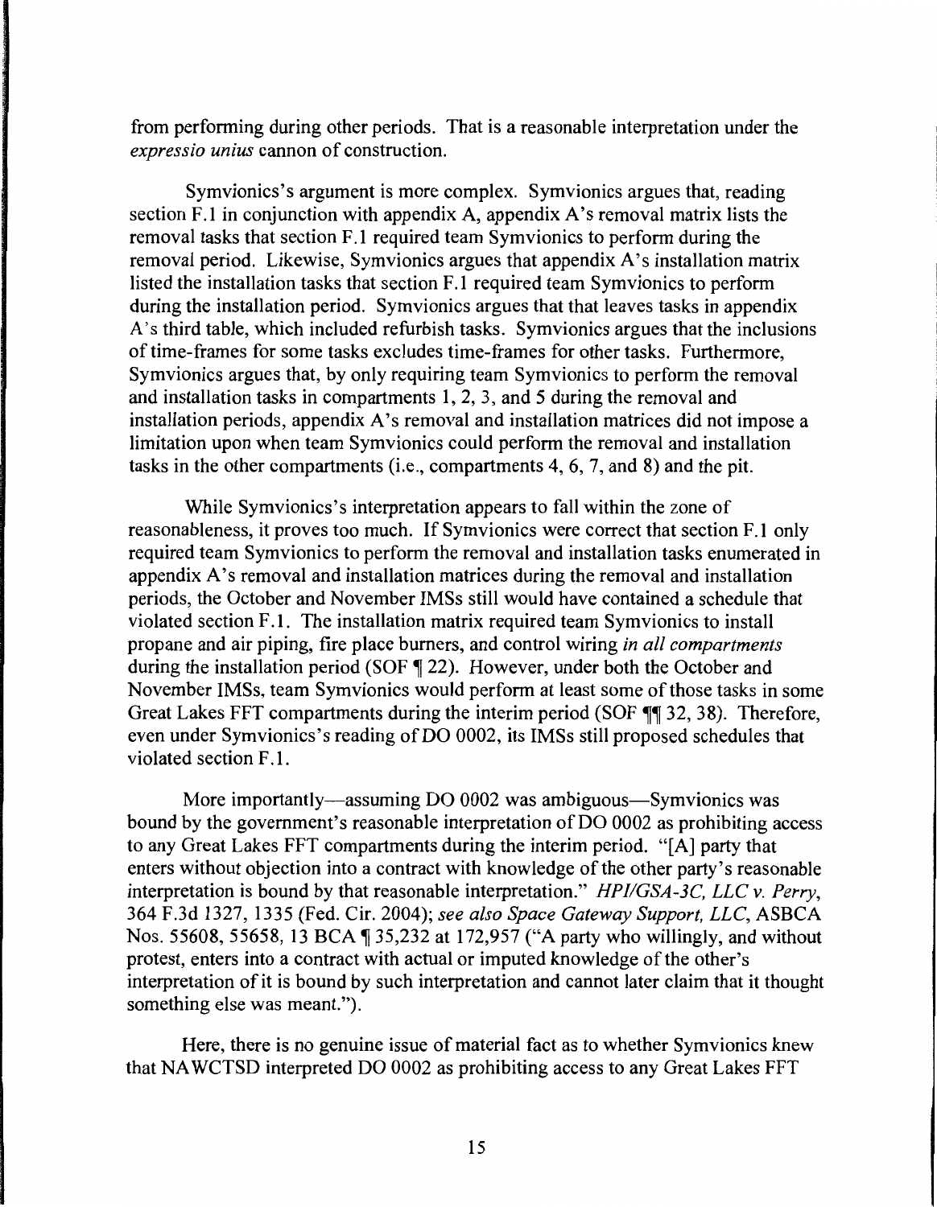from performing during other periods. That is a reasonable interpretation under the *expressio unius* cannon of construction.

Symvionics's argument is more complex. Symvionics argues that, reading section F.1 in conjunction with appendix A, appendix A's removal matrix lists the removal tasks that section F.1 required team Symvionics to perform during the removal period. Likewise, Symvionics argues that appendix A's installation matrix listed the installation tasks that section F.1 required team Symvionics to perform during the installation period. Symvionics argues that that leaves tasks in appendix A's third table, which included refurbish tasks. Symvionics argues that the inclusions of time-frames for some tasks excludes time-frames for other tasks. Furthermore, Symvionics argues that, by only requiring team Symvionics to perform the removal and installation tasks in compartments 1, 2, 3, and 5 during the removal and installation periods, appendix A's removal and installation matrices did not impose a limitation upon when team Symvionics could perform the removal and installation tasks in the other compartments (i.e., compartments 4, 6, 7, and 8) and the pit.

While Symvionics's interpretation appears to fall within the zone of reasonableness, it proves too much. If Symvionics were correct that section F.1 only required team Symvionics to perform the removal and installation tasks enumerated in appendix A's removal and installation matrices during the removal and installation periods, the October and November IMSs still would have contained a schedule that violated section F.1. The installation matrix required team Symvionics to install propane and air piping, fire place burners, and control wiring *in all compartments* during the installation period (SOF ¶ 22). However, under both the October and November IMSs, team Symvionics would perform at least some of those tasks in some Great Lakes FFT compartments during the interim period (SOF ¶¶ 32, 38). Therefore, even under Symvionics's reading of DO 0002, its IMSs still proposed schedules that violated section F.1.

More importantly—assuming DO 0002 was ambiguous—Symvionics was bound by the government's reasonable interpretation of DO 0002 as prohibiting access to any Great Lakes FFT compartments during the interim period. "[A] party that enters without objection into a contract with knowledge of the other party's reasonable interpretation is bound by that reasonable interpretation." *HPI/GSA-3C, LLC v. Perry*, 364 F.3d 1327, 1335 (Fed. Cir. 2004); *see also Space Gateway Support, LLC*, ASBCA Nos. 55608, 55658, 13 BCA ¶ 35,232 at 172,957 ("A party who willingly, and without protest, enters into a contract with actual or imputed knowledge of the other's interpretation of it is bound by such interpretation and cannot later claim that it thought something else was meant.").

Here, there is no genuine issue of material fact as to whether Symvionics knew that NAWCTSD interpreted DO 0002 as prohibiting access to any Great Lakes FFT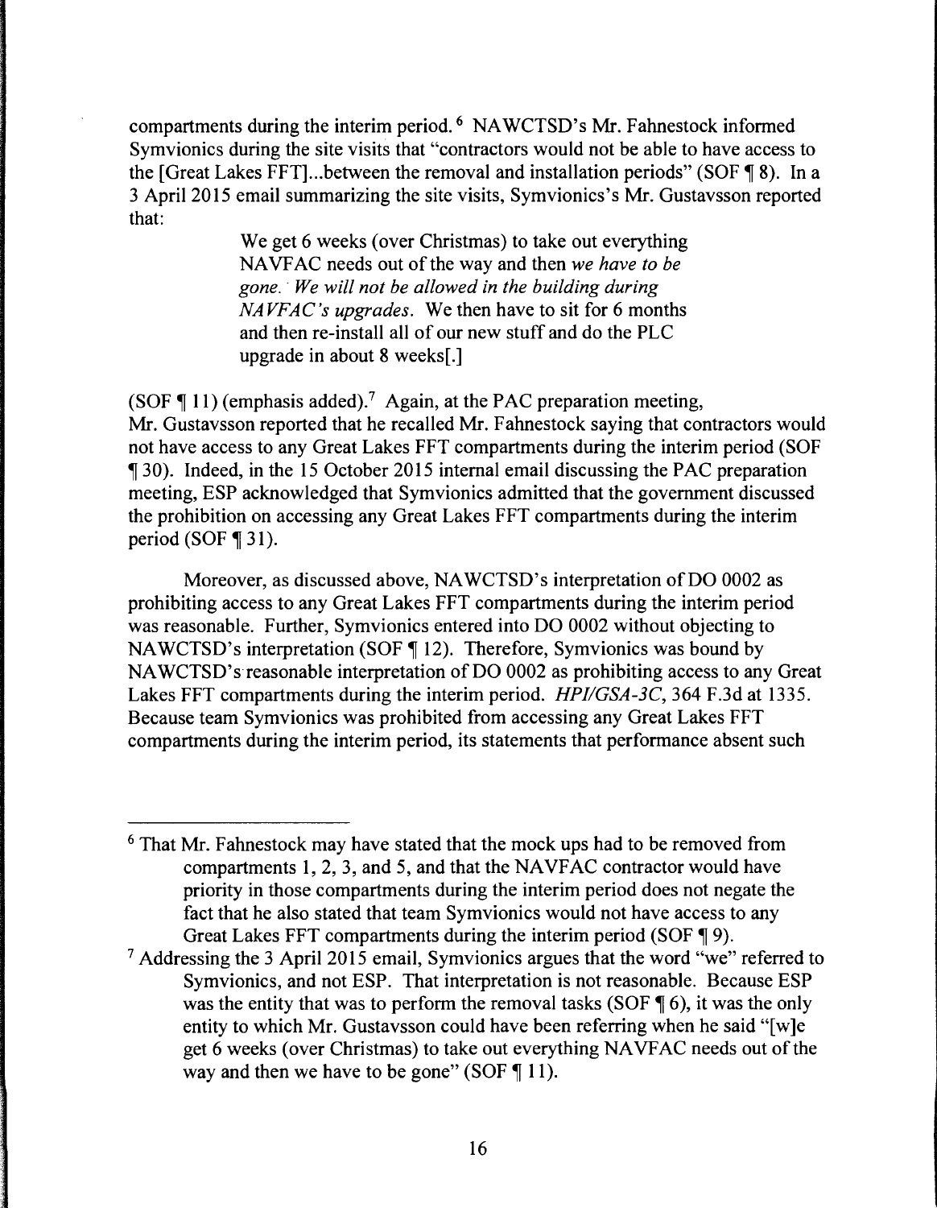compartments during the interim period.[6] NAWCTSD's Mr. Fahnestock informed Symvionics during the site visits that "contractors would not be able to have access to the [Great Lakes FFT]...between the removal and installation periods" (SOF ¶ 8). In a 3 April 2015 email summarizing the site visits, Symvionics's Mr. Gustavsson reported that:

> We get 6 weeks (over Christmas) to take out everything NAVFAC needs out of the way and then *we have to be gone. We will not be allowed in the building during NAVFAC's upgrades.* We then have to sit for 6 months and then re-install all of our new stuff and do the PLC upgrade in about 8 weeks[.]

(SOF ¶ 11) (emphasis added).[7] Again, at the PAC preparation meeting, Mr. Gustavsson reported that he recalled Mr. Fahnestock saying that contractors would not have access to any Great Lakes FFT compartments during the interim period (SOF ¶ 30). Indeed, in the 15 October 2015 internal email discussing the PAC preparation meeting, ESP acknowledged that Symvionics admitted that the government discussed the prohibition on accessing any Great Lakes FFT compartments during the interim period (SOF ¶ 31).

Moreover, as discussed above, NAWCTSD's interpretation of DO 0002 as prohibiting access to any Great Lakes FFT compartments during the interim period was reasonable. Further, Symvionics entered into DO 0002 without objecting to NAWCTSD's interpretation (SOF ¶ 12). Therefore, Symvionics was bound by NAWCTSD's reasonable interpretation of DO 0002 as prohibiting access to any Great Lakes FFT compartments during the interim period. *HPI/GSA-3C*, 364 F.3d at 1335. Because team Symvionics was prohibited from accessing any Great Lakes FFT compartments during the interim period, its statements that performance absent such

---

[6] That Mr. Fahnestock may have stated that the mock ups had to be removed from compartments 1, 2, 3, and 5, and that the NAVFAC contractor would have priority in those compartments during the interim period does not negate the fact that he also stated that team Symvionics would not have access to any Great Lakes FFT compartments during the interim period (SOF ¶ 9).

[7] Addressing the 3 April 2015 email, Symvionics argues that the word "we" referred to Symvionics, and not ESP. That interpretation is not reasonable. Because ESP was the entity that was to perform the removal tasks (SOF ¶ 6), it was the only entity to which Mr. Gustavsson could have been referring when he said "[w]e get 6 weeks (over Christmas) to take out everything NAVFAC needs out of the way and then we have to be gone" (SOF ¶ 11).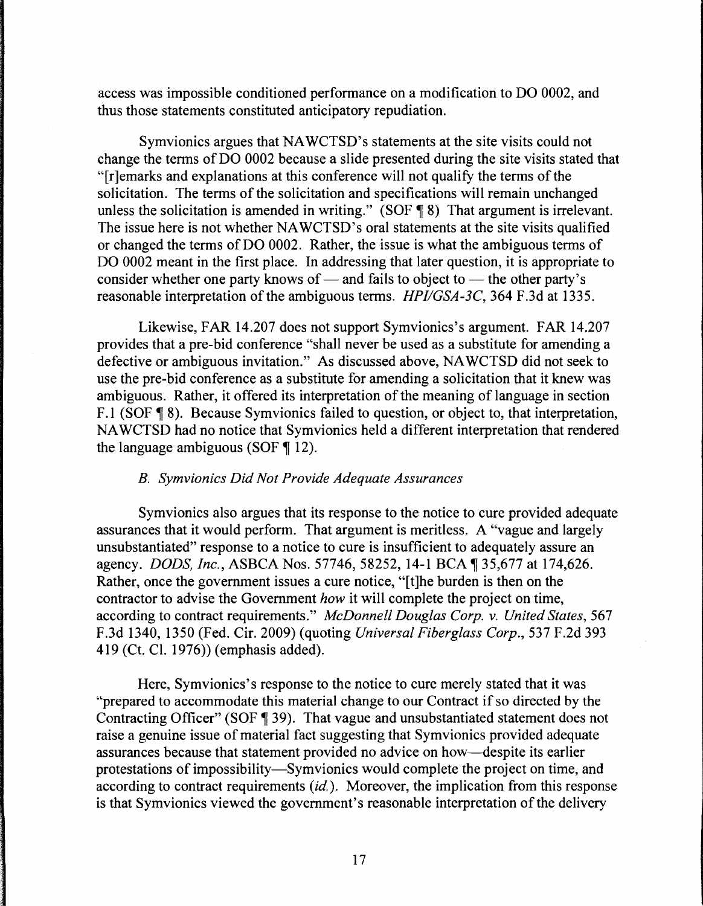access was impossible conditioned performance on a modification to DO 0002, and thus those statements constituted anticipatory repudiation.

Symvionics argues that NAWCTSD's statements at the site visits could not change the terms of DO 0002 because a slide presented during the site visits stated that "[r]emarks and explanations at this conference will not qualify the terms of the solicitation. The terms of the solicitation and specifications will remain unchanged unless the solicitation is amended in writing." (SOF ¶ 8) That argument is irrelevant. The issue here is not whether NAWCTSD's oral statements at the site visits qualified or changed the terms of DO 0002. Rather, the issue is what the ambiguous terms of DO 0002 meant in the first place. In addressing that later question, it is appropriate to consider whether one party knows of — and fails to object to — the other party's reasonable interpretation of the ambiguous terms. *HPI/GSA-3C*, 364 F.3d at 1335.

Likewise, FAR 14.207 does not support Symvionics's argument. FAR 14.207 provides that a pre-bid conference "shall never be used as a substitute for amending a defective or ambiguous invitation." As discussed above, NAWCTSD did not seek to use the pre-bid conference as a substitute for amending a solicitation that it knew was ambiguous. Rather, it offered its interpretation of the meaning of language in section F.1 (SOF ¶ 8). Because Symvionics failed to question, or object to, that interpretation, NAWCTSD had no notice that Symvionics held a different interpretation that rendered the language ambiguous (SOF ¶ 12).

### *B. Symvionics Did Not Provide Adequate Assurances*

Symvionics also argues that its response to the notice to cure provided adequate assurances that it would perform. That argument is meritless. A "vague and largely unsubstantiated" response to a notice to cure is insufficient to adequately assure an agency. *DODS, Inc.*, ASBCA Nos. 57746, 58252, 14-1 BCA ¶ 35,677 at 174,626. Rather, once the government issues a cure notice, "[t]he burden is then on the contractor to advise the Government *how* it will complete the project on time, according to contract requirements." *McDonnell Douglas Corp. v. United States*, 567 F.3d 1340, 1350 (Fed. Cir. 2009) (quoting *Universal Fiberglass Corp.*, 537 F.2d 393 419 (Ct. Cl. 1976)) (emphasis added).

Here, Symvionics's response to the notice to cure merely stated that it was "prepared to accommodate this material change to our Contract if so directed by the Contracting Officer" (SOF ¶ 39). That vague and unsubstantiated statement does not raise a genuine issue of material fact suggesting that Symvionics provided adequate assurances because that statement provided no advice on how—despite its earlier protestations of impossibility—Symvionics would complete the project on time, and according to contract requirements (*id.*). Moreover, the implication from this response is that Symvionics viewed the government's reasonable interpretation of the delivery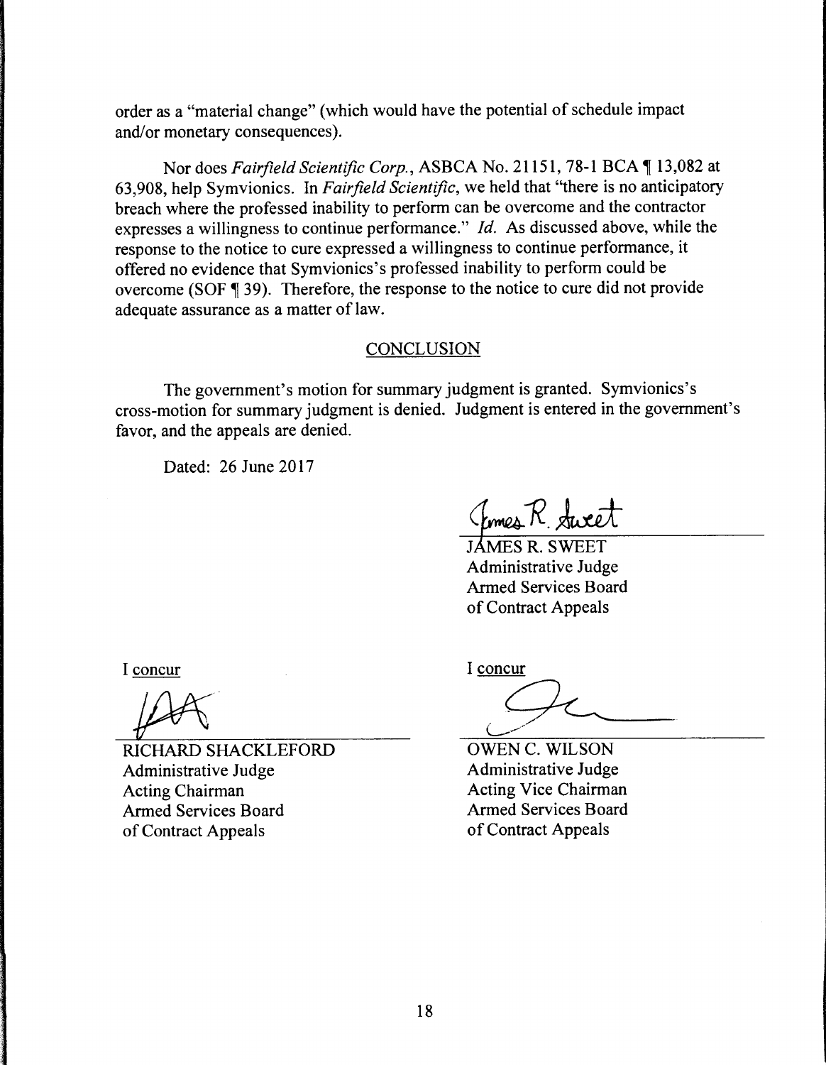order as a "material change" (which would have the potential of schedule impact and/or monetary consequences).

Nor does *Fairfield Scientific Corp.*, ASBCA No. 21151, 78-1 BCA ¶ 13,082 at 63,908, help Symvionics. In *Fairfield Scientific*, we held that "there is no anticipatory breach where the professed inability to perform can be overcome and the contractor expresses a willingness to continue performance." *Id.* As discussed above, while the response to the notice to cure expressed a willingness to continue performance, it offered no evidence that Symvionics's professed inability to perform could be overcome (SOF ¶ 39). Therefore, the response to the notice to cure did not provide adequate assurance as a matter of law.

## CONCLUSION

The government's motion for summary judgment is granted. Symvionics's cross-motion for summary judgment is denied. Judgment is entered in the government's favor, and the appeals are denied.

Dated: 26 June 2017

JAMES R. SWEET
Administrative Judge
Armed Services Board
of Contract Appeals

I concur

RICHARD SHACKLEFORD
Administrative Judge
Acting Chairman
Armed Services Board
of Contract Appeals

I concur

OWEN C. WILSON
Administrative Judge
Acting Vice Chairman
Armed Services Board
of Contract Appeals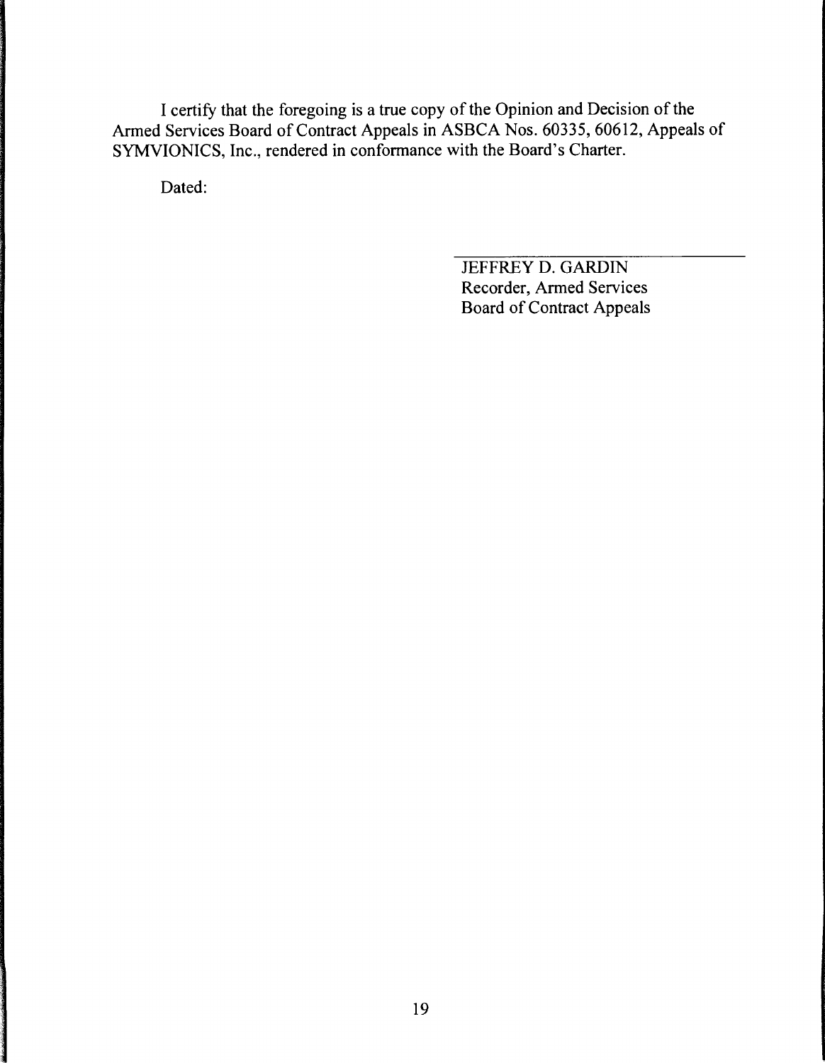I certify that the foregoing is a true copy of the Opinion and Decision of the Armed Services Board of Contract Appeals in ASBCA Nos. 60335, 60612, Appeals of SYMVIONICS, Inc., rendered in conformance with the Board's Charter.

Dated:

JEFFREY D. GARDIN
Recorder, Armed Services
Board of Contract Appeals